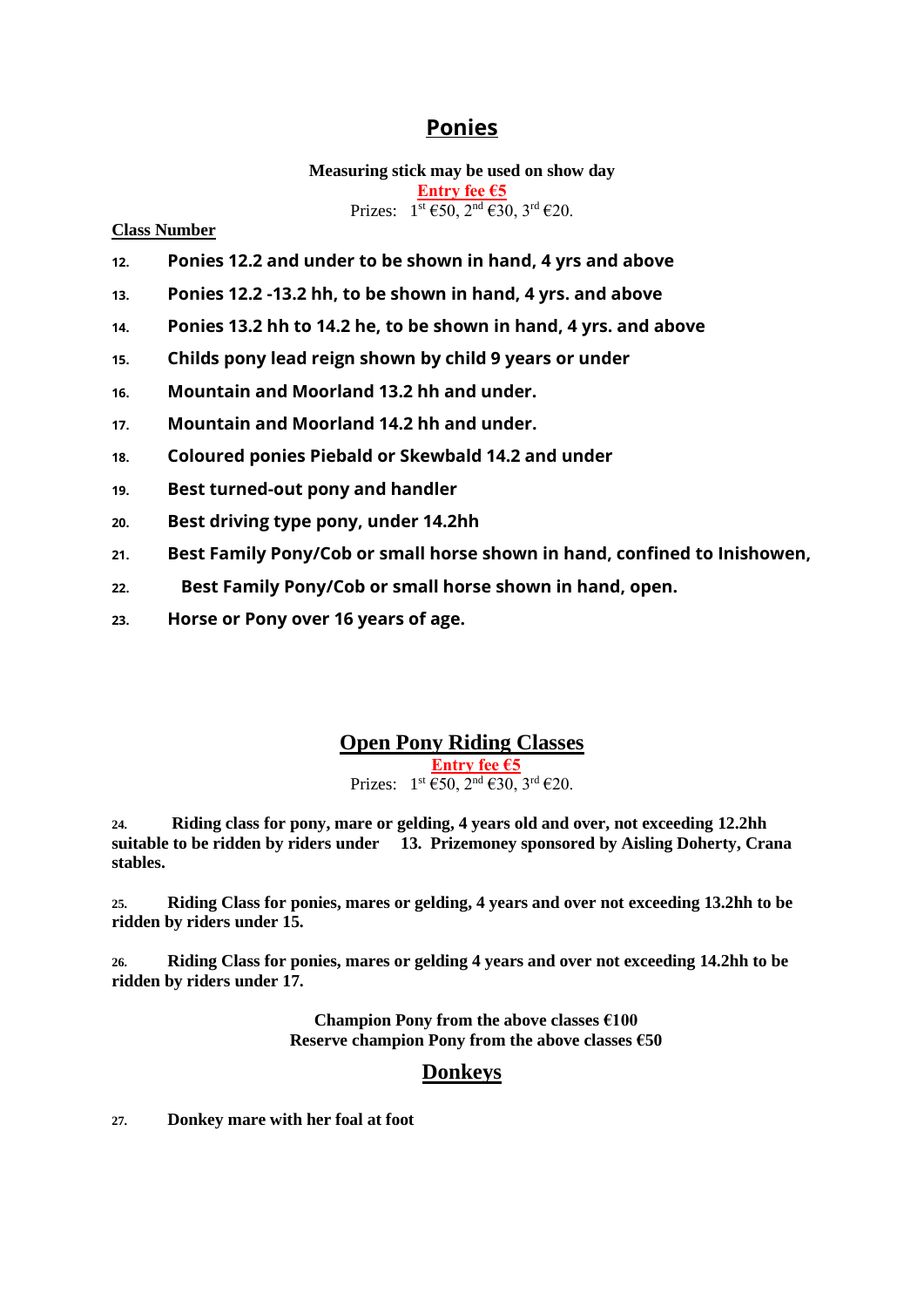# Ponies

**Measuring stick may be used on show day**

**Entry fee €5**

Prizes: 1st €50, 2nd €30, 3rd €20.

**Class Number**

12. **Ponies 12.2 and under to be shown in hand, 4 yrs and above**
13. **Ponies 12.2 -13.2 hh, to be shown in hand, 4 yrs. and above**
14. **Ponies 13.2 hh to 14.2 he, to be shown in hand, 4 yrs. and above**
15. **Childs pony lead reign shown by child 9 years or under**
16. **Mountain and Moorland 13.2 hh and under.**
17. **Mountain and Moorland 14.2 hh and under.**
18. **Coloured ponies Piebald or Skewbald 14.2 and under**
19. **Best turned-out pony and handler**
20. **Best driving type pony, under 14.2hh**
21. **Best Family Pony/Cob or small horse shown in hand, confined to Inishowen,**
22. **Best Family Pony/Cob or small horse shown in hand, open.**
23. **Horse or Pony over 16 years of age.**

## Open Pony Riding Classes

**Entry fee €5**

Prizes: 1st €50, 2nd €30, 3rd €20.

**24. Riding class for pony, mare or gelding, 4 years old and over, not exceeding 12.2hh suitable to be ridden by riders under 13. Prizemoney sponsored by Aisling Doherty, Crana stables.**

**25. Riding Class for ponies, mares or gelding, 4 years and over not exceeding 13.2hh to be ridden by riders under 15.**

**26. Riding Class for ponies, mares or gelding 4 years and over not exceeding 14.2hh to be ridden by riders under 17.**

**Champion Pony from the above classes €100**
**Reserve champion Pony from the above classes €50**

## Donkeys

**27. Donkey mare with her foal at foot**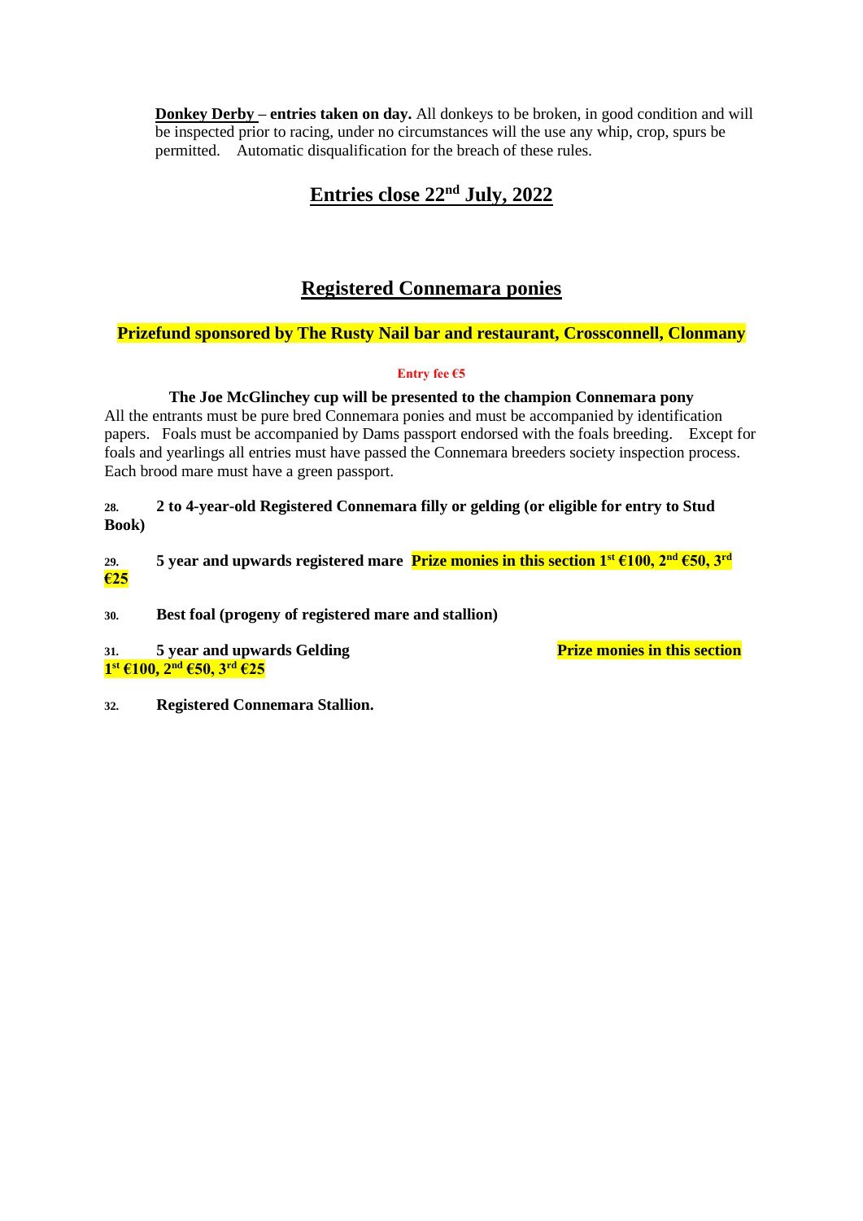**Donkey Derby – entries taken on day.** All donkeys to be broken, in good condition and will be inspected prior to racing, under no circumstances will the use any whip, crop, spurs be permitted. Automatic disqualification for the breach of these rules.

## Entries close 22nd July, 2022

## Registered Connemara ponies

**Prizefund sponsored by The Rusty Nail bar and restaurant, Crossconnell, Clonmany**

**Entry fee €5**

**The Joe McGlinchey cup will be presented to the champion Connemara pony**

All the entrants must be pure bred Connemara ponies and must be accompanied by identification papers. Foals must be accompanied by Dams passport endorsed with the foals breeding. Except for foals and yearlings all entries must have passed the Connemara breeders society inspection process. Each brood mare must have a green passport.

**28. 2 to 4-year-old Registered Connemara filly or gelding (or eligible for entry to Stud Book)**

**29. 5 year and upwards registered mare Prize monies in this section 1st €100, 2nd €50, 3rd €25**

**30. Best foal (progeny of registered mare and stallion)**

**31. 5 year and upwards Gelding Prize monies in this section 1st €100, 2nd €50, 3rd €25**

**32. Registered Connemara Stallion.**